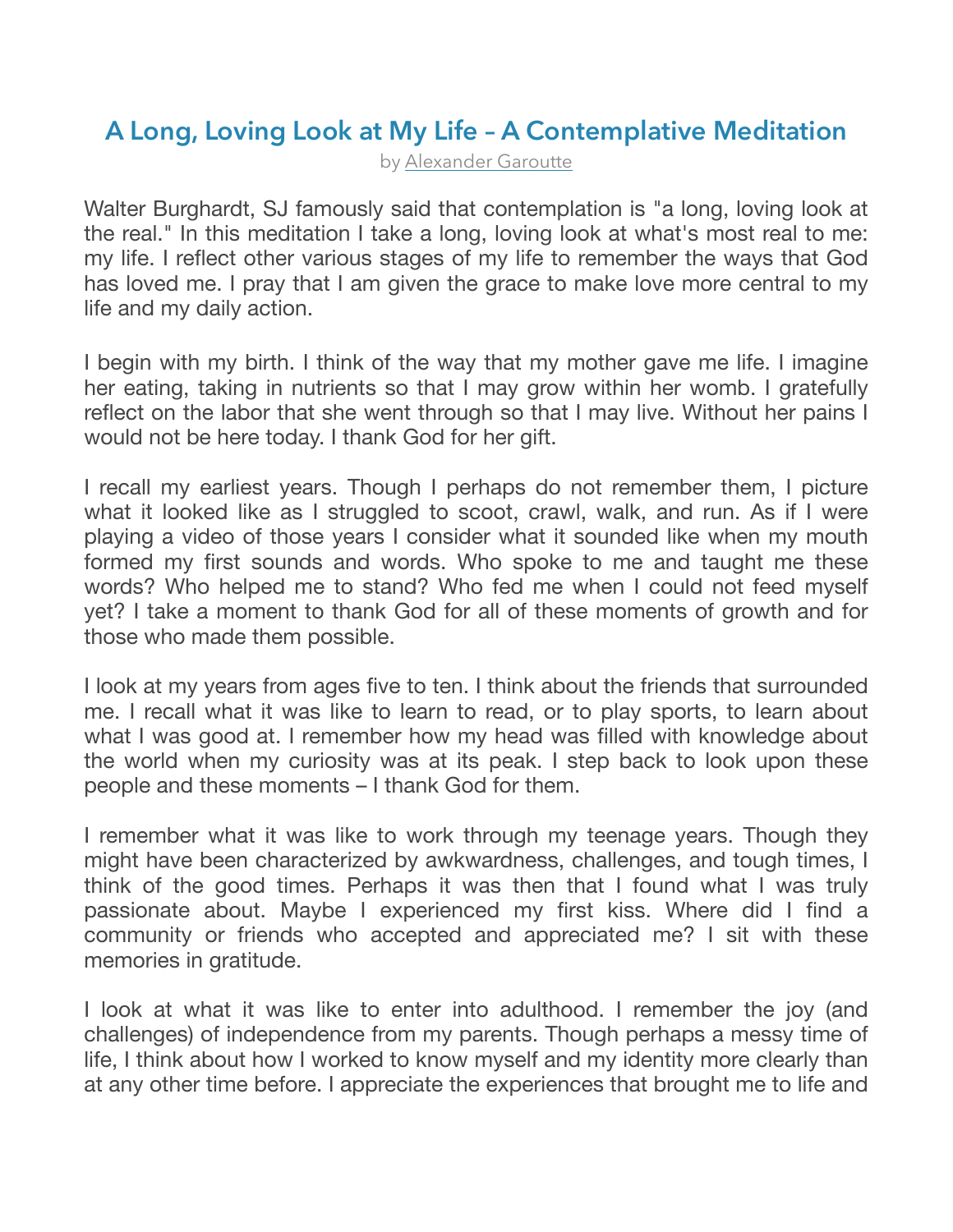# A Long, Loving Look at My Life – A Contemplative Meditation

by Alexander Garoutte

Walter Burghardt, SJ famously said that contemplation is "a long, loving look at the real." In this meditation I take a long, loving look at what's most real to me: my life. I reflect other various stages of my life to remember the ways that God has loved me. I pray that I am given the grace to make love more central to my life and my daily action.

I begin with my birth. I think of the way that my mother gave me life. I imagine her eating, taking in nutrients so that I may grow within her womb. I gratefully reflect on the labor that she went through so that I may live. Without her pains I would not be here today. I thank God for her gift.

I recall my earliest years. Though I perhaps do not remember them, I picture what it looked like as I struggled to scoot, crawl, walk, and run. As if I were playing a video of those years I consider what it sounded like when my mouth formed my first sounds and words. Who spoke to me and taught me these words? Who helped me to stand? Who fed me when I could not feed myself yet? I take a moment to thank God for all of these moments of growth and for those who made them possible.

I look at my years from ages five to ten. I think about the friends that surrounded me. I recall what it was like to learn to read, or to play sports, to learn about what I was good at. I remember how my head was filled with knowledge about the world when my curiosity was at its peak. I step back to look upon these people and these moments – I thank God for them.

I remember what it was like to work through my teenage years. Though they might have been characterized by awkwardness, challenges, and tough times, I think of the good times. Perhaps it was then that I found what I was truly passionate about. Maybe I experienced my first kiss. Where did I find a community or friends who accepted and appreciated me? I sit with these memories in gratitude.

I look at what it was like to enter into adulthood. I remember the joy (and challenges) of independence from my parents. Though perhaps a messy time of life, I think about how I worked to know myself and my identity more clearly than at any other time before. I appreciate the experiences that brought me to life and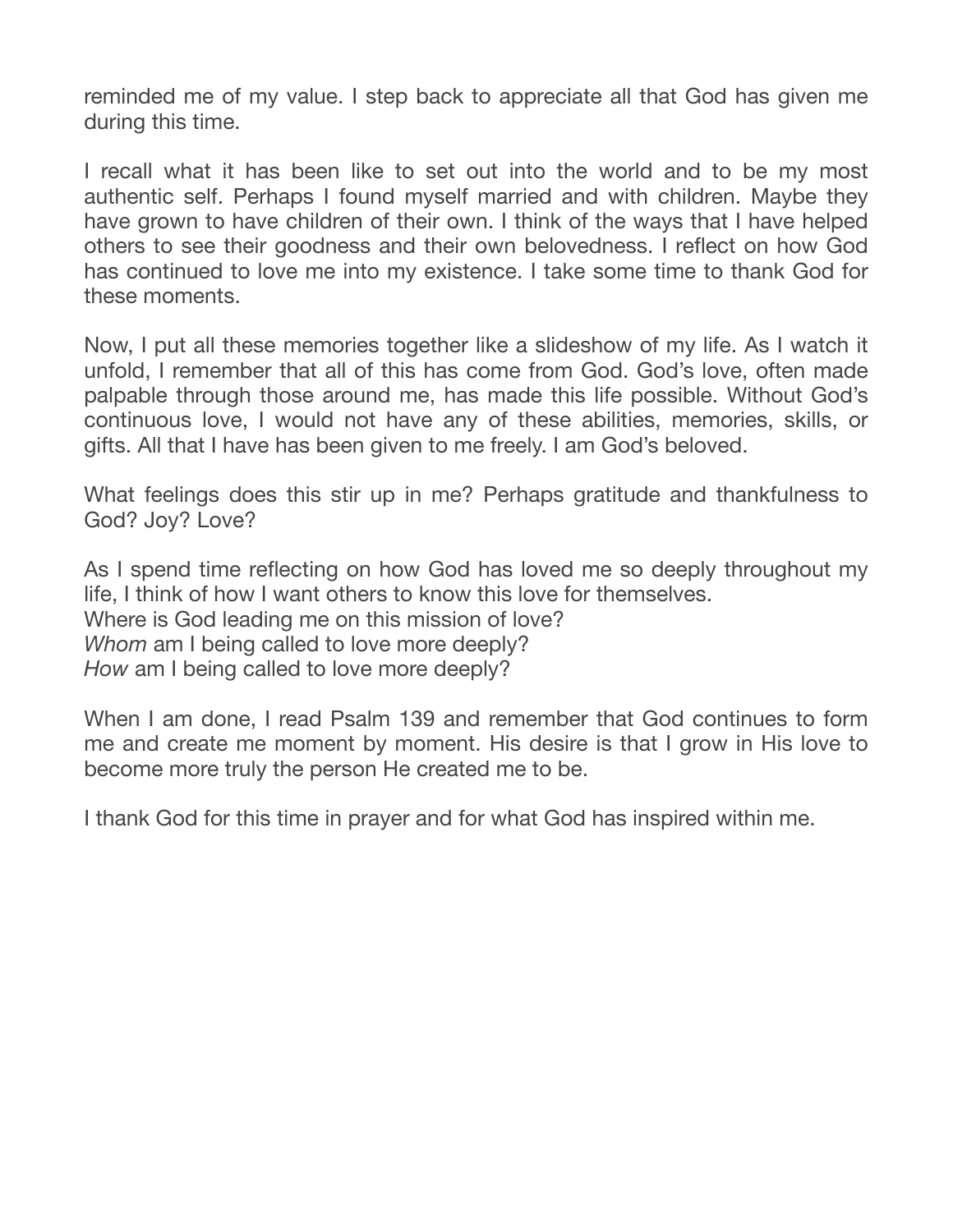reminded me of my value. I step back to appreciate all that God has given me during this time.

I recall what it has been like to set out into the world and to be my most authentic self. Perhaps I found myself married and with children. Maybe they have grown to have children of their own. I think of the ways that I have helped others to see their goodness and their own belovedness. I reflect on how God has continued to love me into my existence. I take some time to thank God for these moments.

Now, I put all these memories together like a slideshow of my life. As I watch it unfold, I remember that all of this has come from God. God's love, often made palpable through those around me, has made this life possible. Without God's continuous love, I would not have any of these abilities, memories, skills, or gifts. All that I have has been given to me freely. I am God's beloved.

What feelings does this stir up in me? Perhaps gratitude and thankfulness to God? Joy? Love?

As I spend time reflecting on how God has loved me so deeply throughout my life, I think of how I want others to know this love for themselves.
Where is God leading me on this mission of love?
*Whom* am I being called to love more deeply?
*How* am I being called to love more deeply?

When I am done, I read Psalm 139 and remember that God continues to form me and create me moment by moment. His desire is that I grow in His love to become more truly the person He created me to be.

I thank God for this time in prayer and for what God has inspired within me.